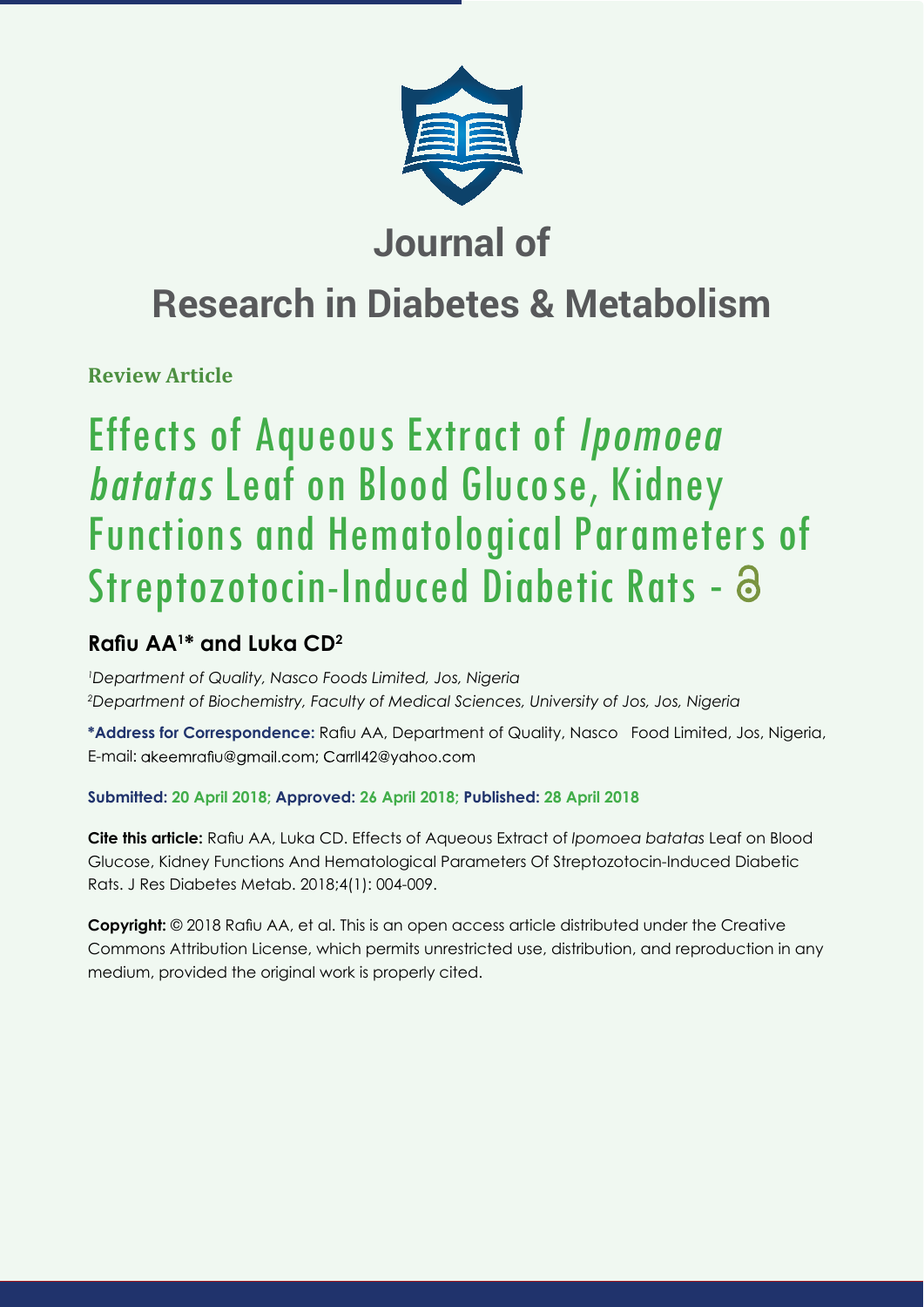# Journal of

# Research in Diabetes & Metabolism

**Review Article**

# Effects of Aqueous Extract of *Ipomoea batatas* Leaf on Blood Glucose, Kidney Functions and Hematological Parameters of Streptozotocin-Induced Diabetic Rats -

## Rafiu AA[1]* and Luka CD[2]

[1]*Department of Quality, Nasco Foods Limited, Jos, Nigeria*
[2]*Department of Biochemistry, Faculty of Medical Sciences, University of Jos, Jos, Nigeria*

**\*Address for Correspondence:** Rafiu AA, Department of Quality, Nasco Food Limited, Jos, Nigeria, E-mail: akeemrafiu@gmail.com; Carrll42@yahoo.com

**Submitted: 20 April 2018; Approved: 26 April 2018; Published: 28 April 2018**

**Cite this article:** Rafiu AA, Luka CD. Effects of Aqueous Extract of *Ipomoea batatas* Leaf on Blood Glucose, Kidney Functions And Hematological Parameters Of Streptozotocin-Induced Diabetic Rats. J Res Diabetes Metab. 2018;4(1): 004-009.

**Copyright:** © 2018 Rafiu AA, et al. This is an open access article distributed under the Creative Commons Attribution License, which permits unrestricted use, distribution, and reproduction in any medium, provided the original work is properly cited.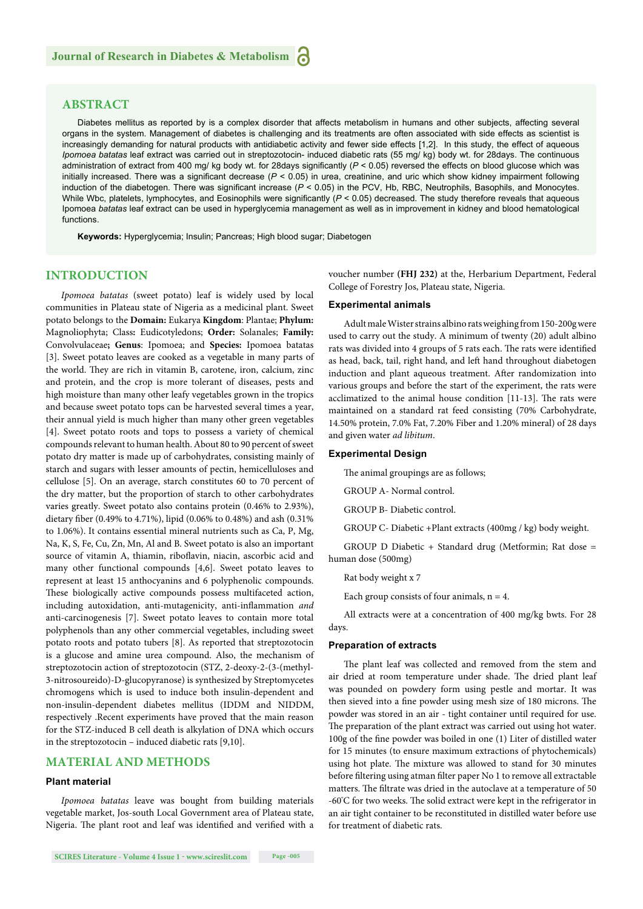## ABSTRACT

Diabetes mellitus as reported by is a complex disorder that affects metabolism in humans and other subjects, affecting several organs in the system. Management of diabetes is challenging and its treatments are often associated with side effects as scientist is increasingly demanding for natural products with antidiabetic activity and fewer side effects [1,2]. In this study, the effect of aqueous *Ipomoea batatas* leaf extract was carried out in streptozotocin- induced diabetic rats (55 mg/ kg) body wt. for 28days. The continuous administration of extract from 400 mg/ kg body wt. for 28days significantly ($P < 0.05$) reversed the effects on blood glucose which was initially increased. There was a significant decrease ($P < 0.05$) in urea, creatinine, and uric which show kidney impairment following induction of the diabetogen. There was significant increase ($P < 0.05$) in the PCV, Hb, RBC, Neutrophils, Basophils, and Monocytes. While Wbc, platelets, lymphocytes, and Eosinophils were significantly ($P < 0.05$) decreased. The study therefore reveals that aqueous Ipomoea *batatas* leaf extract can be used in hyperglycemia management as well as in improvement in kidney and blood hematological functions.

**Keywords:** Hyperglycemia; Insulin; Pancreas; High blood sugar; Diabetogen

## INTRODUCTION

*Ipomoea batatas* (sweet potato) leaf is widely used by local communities in Plateau state of Nigeria as a medicinal plant. Sweet potato belongs to the **Domain:** Eukarya **Kingdom**: Plantae; **Phylum:** Magnoliophyta; Class: Eudicotyledons; **Order:** Solanales; **Family:** Convolvulaceae**; Genus**: Ipomoea; and **Species:** Ipomoea batatas [3]. Sweet potato leaves are cooked as a vegetable in many parts of the world. They are rich in vitamin B, carotene, iron, calcium, zinc and protein, and the crop is more tolerant of diseases, pests and high moisture than many other leafy vegetables grown in the tropics and because sweet potato tops can be harvested several times a year, their annual yield is much higher than many other green vegetables [4]. Sweet potato roots and tops to possess a variety of chemical compounds relevant to human health. About 80 to 90 percent of sweet potato dry matter is made up of carbohydrates, consisting mainly of starch and sugars with lesser amounts of pectin, hemicelluloses and cellulose [5]. On an average, starch constitutes 60 to 70 percent of the dry matter, but the proportion of starch to other carbohydrates varies greatly. Sweet potato also contains protein (0.46% to 2.93%), dietary fiber (0.49% to 4.71%), lipid (0.06% to 0.48%) and ash (0.31% to 1.06%). It contains essential mineral nutrients such as Ca, P, Mg, Na, K, S, Fe, Cu, Zn, Mn, Al and B. Sweet potato is also an important source of vitamin A, thiamin, riboflavin, niacin, ascorbic acid and many other functional compounds [4,6]. Sweet potato leaves to represent at least 15 anthocyanins and 6 polyphenolic compounds. These biologically active compounds possess multifaceted action, including autoxidation, anti-mutagenicity, anti-inflammation *and* anti-carcinogenesis [7]. Sweet potato leaves to contain more total polyphenols than any other commercial vegetables, including sweet potato roots and potato tubers [8]. As reported that streptozotocin is a glucose and amine urea compound. Also, the mechanism of streptozotocin action of streptozotocin (STZ, 2-deoxy-2-(3-(methyl-3-nitrosoureido)-D-glucopyranose) is synthesized by Streptomycetes chromogens which is used to induce both insulin-dependent and non-insulin-dependent diabetes mellitus (IDDM and NIDDM, respectively .Recent experiments have proved that the main reason for the STZ-induced B cell death is alkylation of DNA which occurs in the streptozotocin – induced diabetic rats [9,10].

## MATERIAL AND METHODS

### Plant material

*Ipomoea batatas* leave was bought from building materials vegetable market, Jos-south Local Government area of Plateau state, Nigeria. The plant root and leaf was identified and verified with a voucher number **(FHJ 232)** at the, Herbarium Department, Federal College of Forestry Jos, Plateau state, Nigeria.

### Experimental animals

Adult male Wister strains albino rats weighing from 150-200g were used to carry out the study. A minimum of twenty (20) adult albino rats was divided into 4 groups of 5 rats each. The rats were identified as head, back, tail, right hand, and left hand throughout diabetogen induction and plant aqueous treatment. After randomization into various groups and before the start of the experiment, the rats were acclimatized to the animal house condition [11-13]. The rats were maintained on a standard rat feed consisting (70% Carbohydrate, 14.50% protein, 7.0% Fat, 7.20% Fiber and 1.20% mineral) of 28 days and given water *ad libitum*.

### Experimental Design

The animal groupings are as follows;

GROUP A- Normal control.

GROUP B- Diabetic control.

GROUP C- Diabetic +Plant extracts (400mg / kg) body weight.

GROUP D Diabetic + Standard drug (Metformin; Rat dose = human dose (500mg)

Rat body weight x 7

Each group consists of four animals, n = 4.

All extracts were at a concentration of 400 mg/kg bwts. For 28 days.

### Preparation of extracts

The plant leaf was collected and removed from the stem and air dried at room temperature under shade. The dried plant leaf was pounded on powdery form using pestle and mortar. It was then sieved into a fine powder using mesh size of 180 microns. The powder was stored in an air - tight container until required for use. The preparation of the plant extract was carried out using hot water. 100g of the fine powder was boiled in one (1) Liter of distilled water for 15 minutes (to ensure maximum extractions of phytochemicals) using hot plate. The mixture was allowed to stand for 30 minutes before filtering using atman filter paper No 1 to remove all extractable matters. The filtrate was dried in the autoclave at a temperature of 50 -60°C for two weeks. The solid extract were kept in the refrigerator in an air tight container to be reconstituted in distilled water before use for treatment of diabetic rats.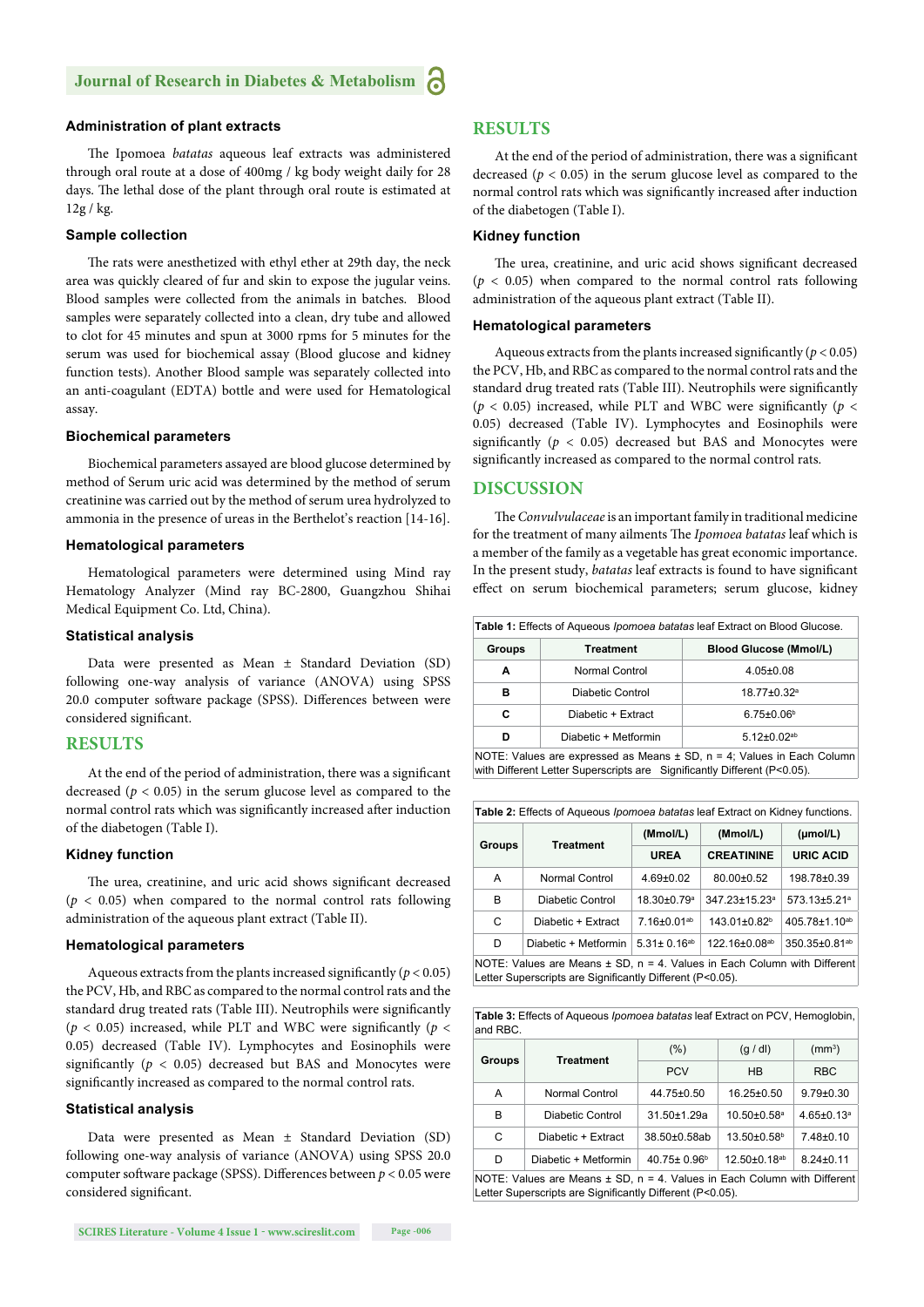### Administration of plant extracts

The Ipomoea *batatas* aqueous leaf extracts was administered through oral route at a dose of 400mg / kg body weight daily for 28 days. The lethal dose of the plant through oral route is estimated at 12g / kg.

### Sample collection

The rats were anesthetized with ethyl ether at 29th day, the neck area was quickly cleared of fur and skin to expose the jugular veins. Blood samples were collected from the animals in batches. Blood samples were separately collected into a clean, dry tube and allowed to clot for 45 minutes and spun at 3000 rpms for 5 minutes for the serum was used for biochemical assay (Blood glucose and kidney function tests). Another Blood sample was separately collected into an anti-coagulant (EDTA) bottle and were used for Hematological assay.

### Biochemical parameters

Biochemical parameters assayed are blood glucose determined by method of Serum uric acid was determined by the method of serum creatinine was carried out by the method of serum urea hydrolyzed to ammonia in the presence of ureas in the Berthelot's reaction [14-16].

### Hematological parameters

Hematological parameters were determined using Mind ray Hematology Analyzer (Mind ray BC-2800, Guangzhou Shihai Medical Equipment Co. Ltd, China).

### Statistical analysis

Data were presented as Mean ± Standard Deviation (SD) following one-way analysis of variance (ANOVA) using SPSS 20.0 computer software package (SPSS). Differences between were considered significant.

## RESULTS

At the end of the period of administration, there was a significant decreased ($p < 0.05$) in the serum glucose level as compared to the normal control rats which was significantly increased after induction of the diabetogen (Table I).

### Kidney function

The urea, creatinine, and uric acid shows significant decreased ($p < 0.05$) when compared to the normal control rats following administration of the aqueous plant extract (Table II).

### Hematological parameters

Aqueous extracts from the plants increased significantly ($p < 0.05$) the PCV, Hb, and RBC as compared to the normal control rats and the standard drug treated rats (Table III). Neutrophils were significantly ($p < 0.05$) increased, while PLT and WBC were significantly ($p < 0.05$) decreased (Table IV). Lymphocytes and Eosinophils were significantly ($p < 0.05$) decreased but BAS and Monocytes were significantly increased as compared to the normal control rats.

### Statistical analysis

Data were presented as Mean ± Standard Deviation (SD) following one-way analysis of variance (ANOVA) using SPSS 20.0 computer software package (SPSS). Differences between $p < 0.05$ were considered significant.

## RESULTS

At the end of the period of administration, there was a significant decreased ($p < 0.05$) in the serum glucose level as compared to the normal control rats which was significantly increased after induction of the diabetogen (Table I).

### Kidney function

The urea, creatinine, and uric acid shows significant decreased ($p < 0.05$) when compared to the normal control rats following administration of the aqueous plant extract (Table II).

### Hematological parameters

Aqueous extracts from the plants increased significantly ($p < 0.05$) the PCV, Hb, and RBC as compared to the normal control rats and the standard drug treated rats (Table III). Neutrophils were significantly ($p < 0.05$) increased, while PLT and WBC were significantly ($p < 0.05$) decreased (Table IV). Lymphocytes and Eosinophils were significantly ($p < 0.05$) decreased but BAS and Monocytes were significantly increased as compared to the normal control rats.

## DISCUSSION

The *Convulvulaceae* is an important family in traditional medicine for the treatment of many ailments The *Ipomoea batatas* leaf which is a member of the family as a vegetable has great economic importance. In the present study, *batatas* leaf extracts is found to have significant effect on serum biochemical parameters; serum glucose, kidney

**Table 1:** Effects of Aqueous *Ipomoea batatas* leaf Extract on Blood Glucose.

| Groups | Treatment | Blood Glucose (Mmol/L) |
|---|---|---|
| A | Normal Control | 4.05±0.08 |
| B | Diabetic Control | 18.77±0.32[a] |
| C | Diabetic + Extract | 6.75±0.06[b] |
| D | Diabetic + Metformin | 5.12±0.02[ab] |

NOTE: Values are expressed as Means ± SD, n = 4; Values in Each Column with Different Letter Superscripts are Significantly Different (P<0.05).

**Table 2:** Effects of Aqueous *Ipomoea batatas* leaf Extract on Kidney functions.

| Groups | Treatment | (Mmol/L) | (Mmol/L) | (µmol/L) |
|---|---|---|---|---|
| | | UREA | CREATININE | URIC ACID |
| A | Normal Control | 4.69±0.02 | 80.00±0.52 | 198.78±0.39 |
| B | Diabetic Control | 18.30±0.79[a] | 347.23±15.23[a] | 573.13±5.21[a] |
| C | Diabetic + Extract | 7.16±0.01[ab] | 143.01±0.82[b] | 405.78±1.10[ab] |
| D | Diabetic + Metformin | 5.31± 0.16[ab] | 122.16±0.08[ab] | 350.35±0.81[ab] |

NOTE: Values are Means ± SD, n = 4. Values in Each Column with Different Letter Superscripts are Significantly Different (P<0.05).

**Table 3:** Effects of Aqueous *Ipomoea batatas* leaf Extract on PCV, Hemoglobin, and RBC.

| Groups | Treatment | (%) | (g / dl) | (mm³) |
|---|---|---|---|---|
| | | PCV | HB | RBC |
| A | Normal Control | 44.75±0.50 | 16.25±0.50 | 9.79±0.30 |
| B | Diabetic Control | 31.50±1.29a | 10.50±0.58[a] | 4.65±0.13[a] |
| C | Diabetic + Extract | 38.50±0.58ab | 13.50±0.58[b] | 7.48±0.10 |
| D | Diabetic + Metformin | 40.75± 0.96[b] | 12.50±0.18[ab] | 8.24±0.11 |

NOTE: Values are Means ± SD, n = 4. Values in Each Column with Different Letter Superscripts are Significantly Different (P<0.05).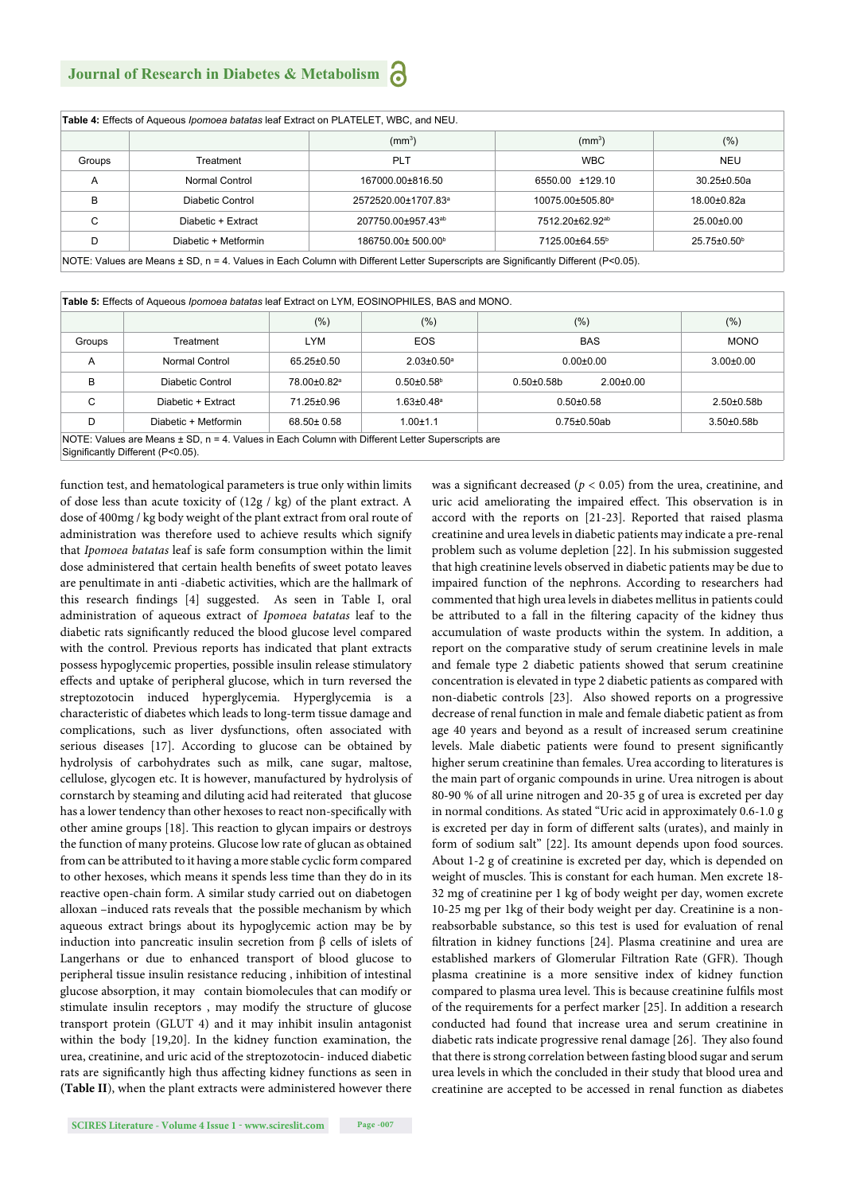**Table 4:** Effects of Aqueous *Ipomoea batatas* leaf Extract on PLATELET, WBC, and NEU.

| | | ($mm^3$) | ($mm^3$) | (%) |
|---|---|---|---|---|
| Groups | Treatment | PLT | WBC | NEU |
| A | Normal Control | 167000.00±816.50 | 6550.00 ±129.10 | 30.25±0.50a |
| B | Diabetic Control | 2572520.00±1707.83[a] | 10075.00±505.80[a] | 18.00±0.82a |
| C | Diabetic + Extract | 207750.00±957.43[ab] | 7512.20±62.92[ab] | 25.00±0.00 |
| D | Diabetic + Metformin | 186750.00± 500.00[b] | 7125.00±64.55[b] | 25.75±0.50[b] |

NOTE: Values are Means ± SD, n = 4. Values in Each Column with Different Letter Superscripts are Significantly Different (P<0.05).

**Table 5:** Effects of Aqueous *Ipomoea batatas* leaf Extract on LYM, EOSINOPHILES, BAS and MONO.

| | | (%) | (%) | (%) | (%) |
|---|---|---|---|---|---|
| Groups | Treatment | LYM | EOS | BAS | MONO |
| A | Normal Control | 65.25±0.50 | 2.03±0.50[a] | 0.00±0.00 | 3.00±0.00 |
| B | Diabetic Control | 78.00±0.82[a] | 0.50±0.58[b] | 0.50±0.58b 2.00±0.00 | |
| C | Diabetic + Extract | 71.25±0.96 | 1.63±0.48[a] | 0.50±0.58 | 2.50±0.58b |
| D | Diabetic + Metformin | 68.50± 0.58 | 1.00±1.1 | 0.75±0.50ab | 3.50±0.58b |

NOTE: Values are Means ± SD, n = 4. Values in Each Column with Different Letter Superscripts are Significantly Different (P<0.05).

function test, and hematological parameters is true only within limits of dose less than acute toxicity of (12g / kg) of the plant extract. A dose of 400mg / kg body weight of the plant extract from oral route of administration was therefore used to achieve results which signify that *Ipomoea batatas* leaf is safe form consumption within the limit dose administered that certain health benefits of sweet potato leaves are penultimate in anti -diabetic activities, which are the hallmark of this research findings [4] suggested. As seen in Table I, oral administration of aqueous extract of *Ipomoea batatas* leaf to the diabetic rats significantly reduced the blood glucose level compared with the control. Previous reports has indicated that plant extracts possess hypoglycemic properties, possible insulin release stimulatory effects and uptake of peripheral glucose, which in turn reversed the streptozotocin induced hyperglycemia. Hyperglycemia is a characteristic of diabetes which leads to long-term tissue damage and complications, such as liver dysfunctions, often associated with serious diseases [17]. According to glucose can be obtained by hydrolysis of carbohydrates such as milk, cane sugar, maltose, cellulose, glycogen etc. It is however, manufactured by hydrolysis of cornstarch by steaming and diluting acid had reiterated that glucose has a lower tendency than other hexoses to react non-specifically with other amine groups [18]. This reaction to glycan impairs or destroys the function of many proteins. Glucose low rate of glucan as obtained from can be attributed to it having a more stable cyclic form compared to other hexoses, which means it spends less time than they do in its reactive open-chain form. A similar study carried out on diabetogen alloxan –induced rats reveals that the possible mechanism by which aqueous extract brings about its hypoglycemic action may be by induction into pancreatic insulin secretion from β cells of islets of Langerhans or due to enhanced transport of blood glucose to peripheral tissue insulin resistance reducing , inhibition of intestinal glucose absorption, it may contain biomolecules that can modify or stimulate insulin receptors , may modify the structure of glucose transport protein (GLUT 4) and it may inhibit insulin antagonist within the body [19,20]. In the kidney function examination, the urea, creatinine, and uric acid of the streptozotocin- induced diabetic rats are significantly high thus affecting kidney functions as seen in (**Table II**), when the plant extracts were administered however there was a significant decreased ($p < 0.05$) from the urea, creatinine, and uric acid ameliorating the impaired effect. This observation is in accord with the reports on [21-23]. Reported that raised plasma creatinine and urea levels in diabetic patients may indicate a pre-renal problem such as volume depletion [22]. In his submission suggested that high creatinine levels observed in diabetic patients may be due to impaired function of the nephrons. According to researchers had commented that high urea levels in diabetes mellitus in patients could be attributed to a fall in the filtering capacity of the kidney thus accumulation of waste products within the system. In addition, a report on the comparative study of serum creatinine levels in male and female type 2 diabetic patients showed that serum creatinine concentration is elevated in type 2 diabetic patients as compared with non-diabetic controls [23]. Also showed reports on a progressive decrease of renal function in male and female diabetic patient as from age 40 years and beyond as a result of increased serum creatinine levels. Male diabetic patients were found to present significantly higher serum creatinine than females. Urea according to literatures is the main part of organic compounds in urine. Urea nitrogen is about 80-90 % of all urine nitrogen and 20-35 g of urea is excreted per day in normal conditions. As stated "Uric acid in approximately 0.6-1.0 g is excreted per day in form of different salts (urates), and mainly in form of sodium salt" [22]. Its amount depends upon food sources. About 1-2 g of creatinine is excreted per day, which is depended on weight of muscles. This is constant for each human. Men excrete 18-32 mg of creatinine per 1 kg of body weight per day, women excrete 10-25 mg per 1kg of their body weight per day. Creatinine is a non-reabsorbable substance, so this test is used for evaluation of renal filtration in kidney functions [24]. Plasma creatinine and urea are established markers of Glomerular Filtration Rate (GFR). Though plasma creatinine is a more sensitive index of kidney function compared to plasma urea level. This is because creatinine fulfils most of the requirements for a perfect marker [25]. In addition a research conducted had found that increase urea and serum creatinine in diabetic rats indicate progressive renal damage [26]. They also found that there is strong correlation between fasting blood sugar and serum urea levels in which the concluded in their study that blood urea and creatinine are accepted to be accessed in renal function as diabetes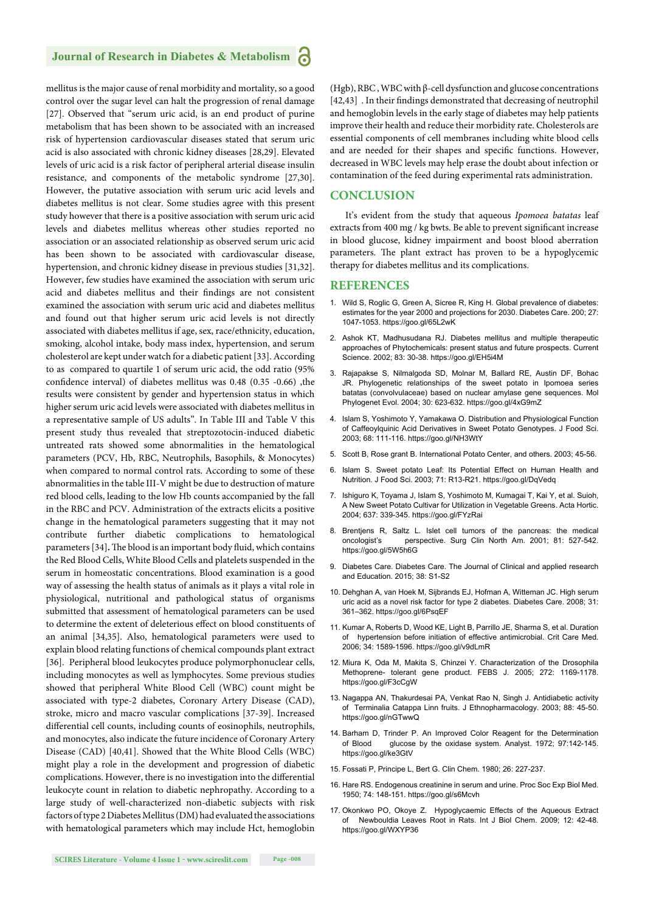mellitus is the major cause of renal morbidity and mortality, so a good control over the sugar level can halt the progression of renal damage [27]. Observed that "serum uric acid, is an end product of purine metabolism that has been shown to be associated with an increased risk of hypertension cardiovascular diseases stated that serum uric acid is also associated with chronic kidney diseases [28,29]. Elevated levels of uric acid is a risk factor of peripheral arterial disease insulin resistance, and components of the metabolic syndrome [27,30]. However, the putative association with serum uric acid levels and diabetes mellitus is not clear. Some studies agree with this present study however that there is a positive association with serum uric acid levels and diabetes mellitus whereas other studies reported no association or an associated relationship as observed serum uric acid has been shown to be associated with cardiovascular disease, hypertension, and chronic kidney disease in previous studies [31,32]. However, few studies have examined the association with serum uric acid and diabetes mellitus and their findings are not consistent examined the association with serum uric acid and diabetes mellitus and found out that higher serum uric acid levels is not directly associated with diabetes mellitus if age, sex, race/ethnicity, education, smoking, alcohol intake, body mass index, hypertension, and serum cholesterol are kept under watch for a diabetic patient [33]. According to as compared to quartile 1 of serum uric acid, the odd ratio (95% confidence interval) of diabetes mellitus was 0.48 (0.35 -0.66) ,the results were consistent by gender and hypertension status in which higher serum uric acid levels were associated with diabetes mellitus in a representative sample of US adults". In Table III and Table V this present study thus revealed that streptozotocin-induced diabetic untreated rats showed some abnormalities in the hematological parameters (PCV, Hb, RBC, Neutrophils, Basophils, & Monocytes) when compared to normal control rats. According to some of these abnormalities in the table III-V might be due to destruction of mature red blood cells, leading to the low Hb counts accompanied by the fall in the RBC and PCV. Administration of the extracts elicits a positive change in the hematological parameters suggesting that it may not contribute further diabetic complications to hematological parameters [34]**.** The blood is an important body fluid, which contains the Red Blood Cells, White Blood Cells and platelets suspended in the serum in homeostatic concentrations. Blood examination is a good way of assessing the health status of animals as it plays a vital role in physiological, nutritional and pathological status of organisms submitted that assessment of hematological parameters can be used to determine the extent of deleterious effect on blood constituents of an animal [34,35]. Also, hematological parameters were used to explain blood relating functions of chemical compounds plant extract [36]. Peripheral blood leukocytes produce polymorphonuclear cells, including monocytes as well as lymphocytes. Some previous studies showed that peripheral White Blood Cell (WBC) count might be associated with type-2 diabetes, Coronary Artery Disease (CAD), stroke, micro and macro vascular complications [37-39]. Increased differential cell counts, including counts of eosinophils, neutrophils, and monocytes, also indicate the future incidence of Coronary Artery Disease (CAD) [40,41]. Showed that the White Blood Cells (WBC) might play a role in the development and progression of diabetic complications. However, there is no investigation into the differential leukocyte count in relation to diabetic nephropathy. According to a large study of well-characterized non-diabetic subjects with risk factors of type 2 Diabetes Mellitus (DM) had evaluated the associations with hematological parameters which may include Hct, hemoglobin (Hgb), RBC , WBC with β-cell dysfunction and glucose concentrations [42,43] . In their findings demonstrated that decreasing of neutrophil and hemoglobin levels in the early stage of diabetes may help patients improve their health and reduce their morbidity rate. Cholesterols are essential components of cell membranes including white blood cells and are needed for their shapes and specific functions. However, decreased in WBC levels may help erase the doubt about infection or contamination of the feed during experimental rats administration.

## CONCLUSION

It's evident from the study that aqueous *Ipomoea batatas* leaf extracts from 400 mg / kg bwts. Be able to prevent significant increase in blood glucose, kidney impairment and boost blood aberration parameters. The plant extract has proven to be a hypoglycemic therapy for diabetes mellitus and its complications.

## REFERENCES

1. Wild S, Roglic G, Green A, Sicree R, King H. Global prevalence of diabetes: estimates for the year 2000 and projections for 2030. Diabetes Care. 200; 27: 1047-1053. https://goo.gl/65L2wK
2. Ashok KT, Madhusudana RJ. Diabetes mellitus and multiple therapeutic approaches of Phytochemicals: present status and future prospects. Current Science. 2002; 83: 30-38. https://goo.gl/EH5i4M
3. Rajapakse S, Nilmalgoda SD, Molnar M, Ballard RE, Austin DF, Bohac JR. Phylogenetic relationships of the sweet potato in Ipomoea series batatas (convolvulaceae) based on nuclear amylase gene sequences. Mol Phylogenet Evol. 2004; 30: 623-632. https://goo.gl/4xG9mZ
4. Islam S, Yoshimoto Y, Yamakawa O. Distribution and Physiological Function of Caffeoylquinic Acid Derivatives in Sweet Potato Genotypes. J Food Sci. 2003; 68: 111-116. https://goo.gl/NH3WtY
5. Scott B, Rose grant B. International Potato Center, and others. 2003; 45-56.
6. Islam S. Sweet potato Leaf: Its Potential Effect on Human Health and Nutrition. J Food Sci. 2003; 71: R13-R21. https://goo.gl/DqVedq
7. Ishiguro K, Toyama J, Islam S, Yoshimoto M, Kumagai T, Kai Y, et al. Suioh, A New Sweet Potato Cultivar for Utilization in Vegetable Greens. Acta Hortic. 2004; 637: 339-345. https://goo.gl/FYzRai
8. Brentjens R, Saltz L. Islet cell tumors of the pancreas: the medical oncologist's perspective. Surg Clin North Am. 2001; 81: 527-542. https://goo.gl/5W5h6G
9. Diabetes Care. Diabetes Care. The Journal of Clinical and applied research and Education. 2015; 38: S1-S2
10. Dehghan A, van Hoek M, Sijbrands EJ, Hofman A, Witteman JC. High serum uric acid as a novel risk factor for type 2 diabetes. Diabetes Care. 2008; 31: 361–362. https://goo.gl/6PsqEF
11. Kumar A, Roberts D, Wood KE, Light B, Parrillo JE, Sharma S, et al. Duration of hypertension before initiation of effective antimicrobial. Crit Care Med. 2006; 34: 1589-1596. https://goo.gl/v9dLmR
12. Miura K, Oda M, Makita S, Chinzei Y. Characterization of the Drosophila Methoprene- tolerant gene product. FEBS J. 2005; 272: 1169-1178. https://goo.gl/F3cCgW
13. Nagappa AN, Thakurdesai PA, Venkat Rao N, Singh J. Antidiabetic activity of Terminalia Catappa Linn fruits. J Ethnopharmacology. 2003; 88: 45-50. https://goo.gl/nGTwwQ
14. Barham D, Trinder P. An Improved Color Reagent for the Determination of Blood glucose by the oxidase system. Analyst. 1972; 97:142-145. https://goo.gl/ke3GtV
15. Fossati P, Principe L, Bert G. Clin Chem. 1980; 26: 227-237.
16. Hare RS. Endogenous creatinine in serum and urine. Proc Soc Exp Biol Med. 1950; 74: 148-151. https://goo.gl/s6Mcvh
17. Okonkwo PO, Okoye Z. Hypoglycaemic Effects of the Aqueous Extract of Newbouldia Leaves Root in Rats. Int J Biol Chem. 2009; 12: 42-48. https://goo.gl/WXYP36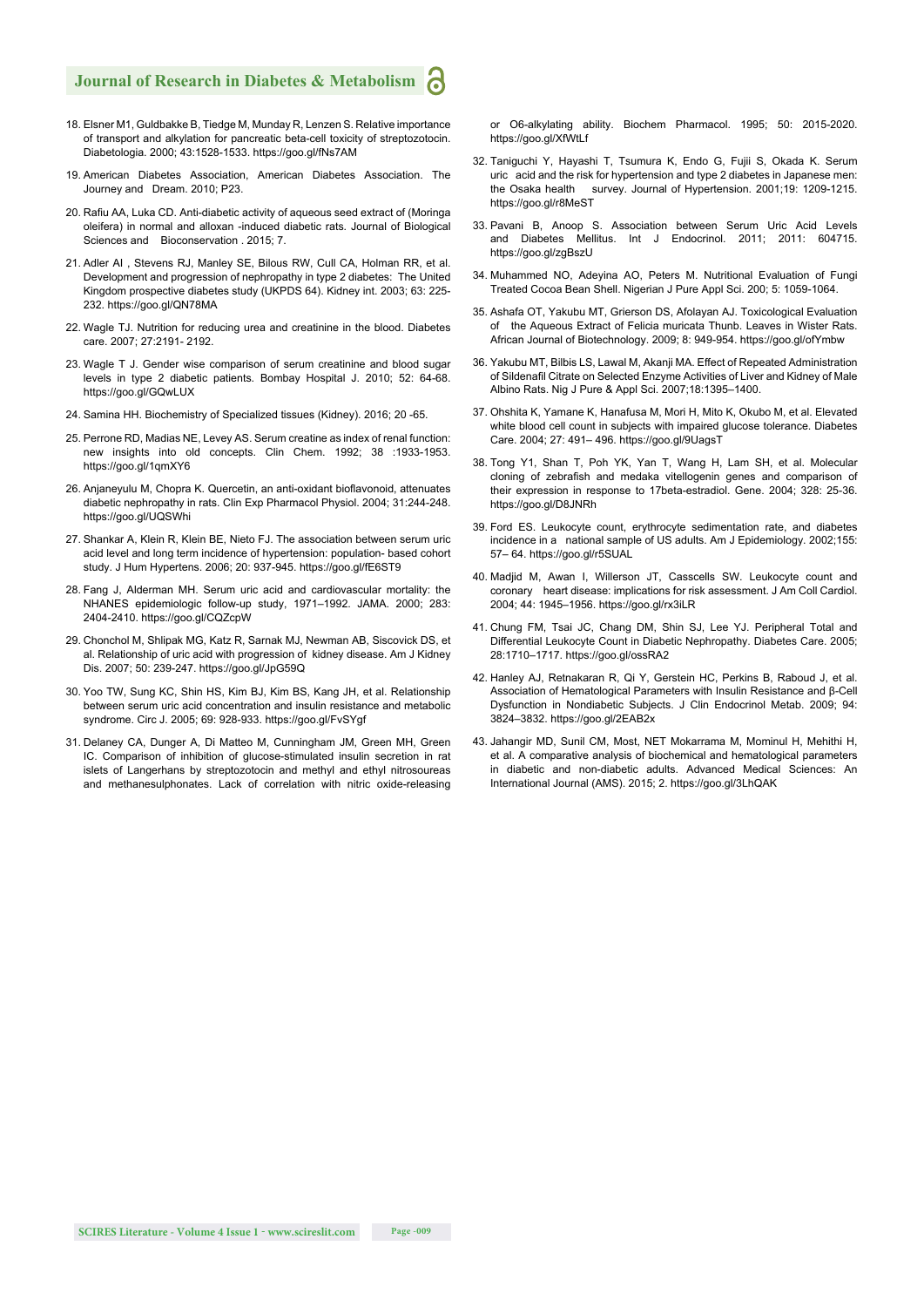18. Elsner M1, Guldbakke B, Tiedge M, Munday R, Lenzen S. Relative importance of transport and alkylation for pancreatic beta-cell toxicity of streptozotocin. Diabetologia. 2000; 43:1528-1533. https://goo.gl/fNs7AM

19. American Diabetes Association, American Diabetes Association. The Journey and Dream. 2010; P23.

20. Rafiu AA, Luka CD. Anti-diabetic activity of aqueous seed extract of (Moringa oleifera) in normal and alloxan -induced diabetic rats. Journal of Biological Sciences and Bioconservation . 2015; 7.

21. Adler AI , Stevens RJ, Manley SE, Bilous RW, Cull CA, Holman RR, et al. Development and progression of nephropathy in type 2 diabetes: The United Kingdom prospective diabetes study (UKPDS 64). Kidney int. 2003; 63: 225-232. https://goo.gl/QN78MA

22. Wagle TJ. Nutrition for reducing urea and creatinine in the blood. Diabetes care. 2007; 27:2191- 2192.

23. Wagle T J. Gender wise comparison of serum creatinine and blood sugar levels in type 2 diabetic patients. Bombay Hospital J. 2010; 52: 64-68. https://goo.gl/GQwLUX

24. Samina HH. Biochemistry of Specialized tissues (Kidney). 2016; 20 -65.

25. Perrone RD, Madias NE, Levey AS. Serum creatine as index of renal function: new insights into old concepts. Clin Chem. 1992; 38 :1933-1953. https://goo.gl/1qmXY6

26. Anjaneyulu M, Chopra K. Quercetin, an anti-oxidant bioflavonoid, attenuates diabetic nephropathy in rats. Clin Exp Pharmacol Physiol. 2004; 31:244-248. https://goo.gl/UQSWhi

27. Shankar A, Klein R, Klein BE, Nieto FJ. The association between serum uric acid level and long term incidence of hypertension: population- based cohort study. J Hum Hypertens. 2006; 20: 937-945. https://goo.gl/fE6ST9

28. Fang J, Alderman MH. Serum uric acid and cardiovascular mortality: the NHANES epidemiologic follow-up study, 1971–1992. JAMA. 2000; 283: 2404-2410. https://goo.gl/CQZcpW

29. Chonchol M, Shlipak MG, Katz R, Sarnak MJ, Newman AB, Siscovick DS, et al. Relationship of uric acid with progression of kidney disease. Am J Kidney Dis. 2007; 50: 239-247. https://goo.gl/JpG59Q

30. Yoo TW, Sung KC, Shin HS, Kim BJ, Kim BS, Kang JH, et al. Relationship between serum uric acid concentration and insulin resistance and metabolic syndrome. Circ J. 2005; 69: 928-933. https://goo.gl/FvSYgf

31. Delaney CA, Dunger A, Di Matteo M, Cunningham JM, Green MH, Green IC. Comparison of inhibition of glucose-stimulated insulin secretion in rat islets of Langerhans by streptozotocin and methyl and ethyl nitrosoureas and methanesulphonates. Lack of correlation with nitric oxide-releasing or O6-alkylating ability. Biochem Pharmacol. 1995; 50: 2015-2020. https://goo.gl/XfWtLf

32. Taniguchi Y, Hayashi T, Tsumura K, Endo G, Fujii S, Okada K. Serum uric acid and the risk for hypertension and type 2 diabetes in Japanese men: the Osaka health survey. Journal of Hypertension. 2001;19: 1209-1215. https://goo.gl/r8MeST

33. Pavani B, Anoop S. Association between Serum Uric Acid Levels and Diabetes Mellitus. Int J Endocrinol. 2011; 2011: 604715. https://goo.gl/zgBszU

34. Muhammed NO, Adeyina AO, Peters M. Nutritional Evaluation of Fungi Treated Cocoa Bean Shell. Nigerian J Pure Appl Sci. 200; 5: 1059-1064.

35. Ashafa OT, Yakubu MT, Grierson DS, Afolayan AJ. Toxicological Evaluation of the Aqueous Extract of Felicia muricata Thunb. Leaves in Wister Rats. African Journal of Biotechnology. 2009; 8: 949-954. https://goo.gl/ofYmbw

36. Yakubu MT, Bilbis LS, Lawal M, Akanji MA. Effect of Repeated Administration of Sildenafil Citrate on Selected Enzyme Activities of Liver and Kidney of Male Albino Rats. Nig J Pure & Appl Sci. 2007;18:1395–1400.

37. Ohshita K, Yamane K, Hanafusa M, Mori H, Mito K, Okubo M, et al. Elevated white blood cell count in subjects with impaired glucose tolerance. Diabetes Care. 2004; 27: 491– 496. https://goo.gl/9UagsT

38. Tong Y1, Shan T, Poh YK, Yan T, Wang H, Lam SH, et al. Molecular cloning of zebrafish and medaka vitellogenin genes and comparison of their expression in response to 17beta-estradiol. Gene. 2004; 328: 25-36. https://goo.gl/D8JNRh

39. Ford ES. Leukocyte count, erythrocyte sedimentation rate, and diabetes incidence in a national sample of US adults. Am J Epidemiology. 2002;155: 57– 64. https://goo.gl/r5SUAL

40. Madjid M, Awan I, Willerson JT, Casscells SW. Leukocyte count and coronary heart disease: implications for risk assessment. J Am Coll Cardiol. 2004; 44: 1945–1956. https://goo.gl/rx3iLR

41. Chung FM, Tsai JC, Chang DM, Shin SJ, Lee YJ. Peripheral Total and Differential Leukocyte Count in Diabetic Nephropathy. Diabetes Care. 2005; 28:1710–1717. https://goo.gl/ossRA2

42. Hanley AJ, Retnakaran R, Qi Y, Gerstein HC, Perkins B, Raboud J, et al. Association of Hematological Parameters with Insulin Resistance and β-Cell Dysfunction in Nondiabetic Subjects. J Clin Endocrinol Metab. 2009; 94: 3824–3832. https://goo.gl/2EAB2x

43. Jahangir MD, Sunil CM, Most, NET Mokarrama M, Mominul H, Mehithi H, et al. A comparative analysis of biochemical and hematological parameters in diabetic and non-diabetic adults. Advanced Medical Sciences: An International Journal (AMS). 2015; 2. https://goo.gl/3LhQAK